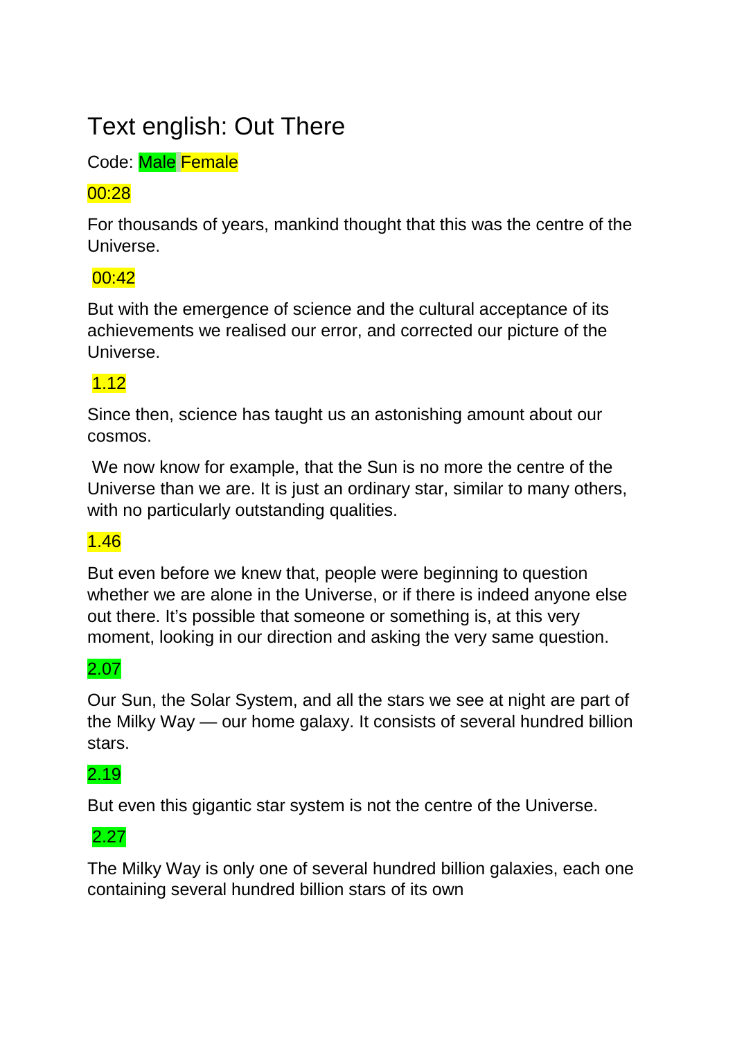# Text english: Out There

Code: Male Female

00:28

For thousands of years, mankind thought that this was the centre of the Universe.

00:42

But with the emergence of science and the cultural acceptance of its achievements we realised our error, and corrected our picture of the Universe.

1.12

Since then, science has taught us an astonishing amount about our cosmos.

We now know for example, that the Sun is no more the centre of the Universe than we are. It is just an ordinary star, similar to many others, with no particularly outstanding qualities.

1.46

But even before we knew that, people were beginning to question whether we are alone in the Universe, or if there is indeed anyone else out there. It's possible that someone or something is, at this very moment, looking in our direction and asking the very same question.

2.07

Our Sun, the Solar System, and all the stars we see at night are part of the Milky Way — our home galaxy. It consists of several hundred billion stars.

2.19

But even this gigantic star system is not the centre of the Universe.

2.27

The Milky Way is only one of several hundred billion galaxies, each one containing several hundred billion stars of its own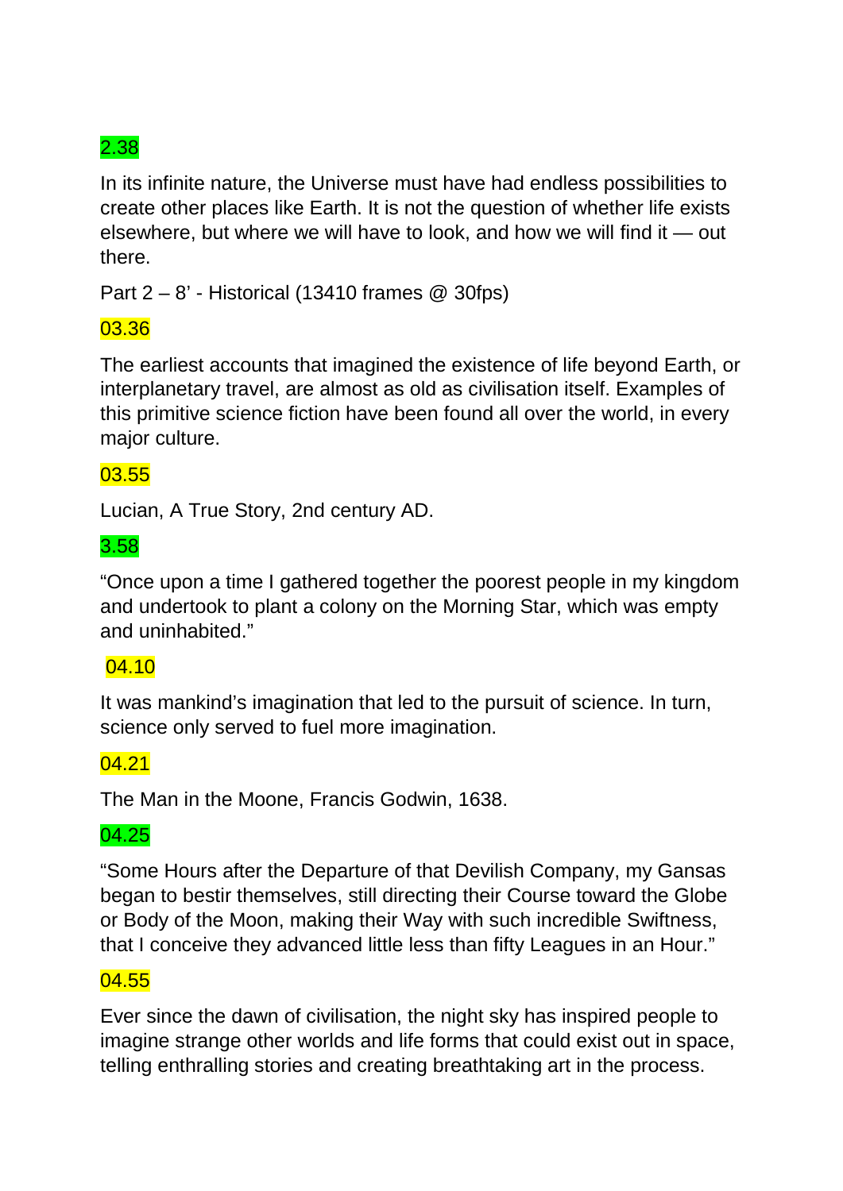2.38

In its infinite nature, the Universe must have had endless possibilities to create other places like Earth. It is not the question of whether life exists elsewhere, but where we will have to look, and how we will find it — out there.

Part 2 – 8' - Historical (13410 frames @ 30fps)

03.36

The earliest accounts that imagined the existence of life beyond Earth, or interplanetary travel, are almost as old as civilisation itself. Examples of this primitive science fiction have been found all over the world, in every major culture.

03.55

Lucian, A True Story, 2nd century AD.

3.58

“Once upon a time I gathered together the poorest people in my kingdom and undertook to plant a colony on the Morning Star, which was empty and uninhabited.”

04.10

It was mankind’s imagination that led to the pursuit of science. In turn, science only served to fuel more imagination.

04.21

The Man in the Moone, Francis Godwin, 1638.

04.25

“Some Hours after the Departure of that Devilish Company, my Gansas began to bestir themselves, still directing their Course toward the Globe or Body of the Moon, making their Way with such incredible Swiftness, that I conceive they advanced little less than fifty Leagues in an Hour.”

04.55

Ever since the dawn of civilisation, the night sky has inspired people to imagine strange other worlds and life forms that could exist out in space, telling enthralling stories and creating breathtaking art in the process.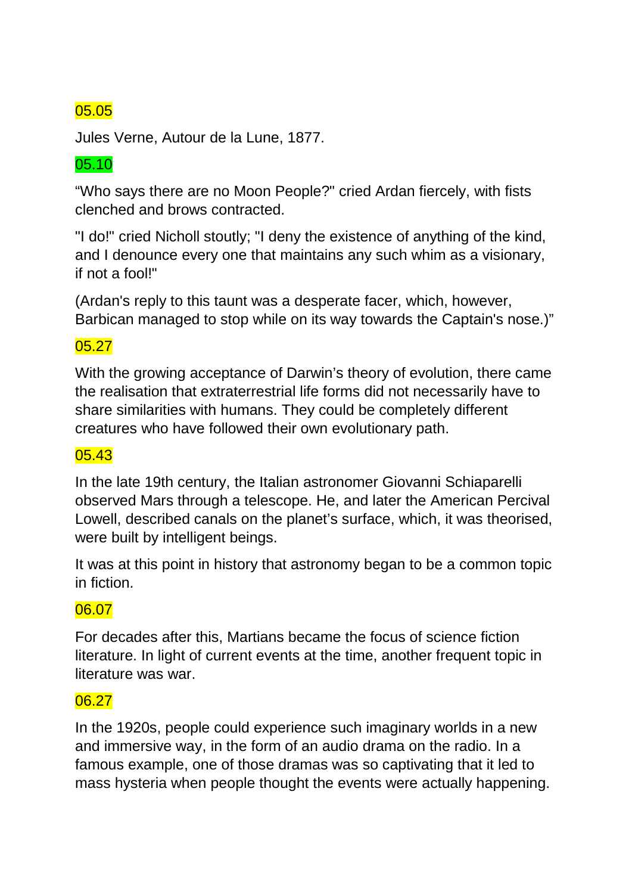05.05

Jules Verne, Autour de la Lune, 1877.

05.10

“Who says there are no Moon People?" cried Ardan fiercely, with fists clenched and brows contracted.

"I do!" cried Nicholl stoutly; "I deny the existence of anything of the kind, and I denounce every one that maintains any such whim as a visionary, if not a fool!"

(Ardan's reply to this taunt was a desperate facer, which, however, Barbican managed to stop while on its way towards the Captain's nose.)”

05.27

With the growing acceptance of Darwin’s theory of evolution, there came the realisation that extraterrestrial life forms did not necessarily have to share similarities with humans. They could be completely different creatures who have followed their own evolutionary path.

05.43

In the late 19th century, the Italian astronomer Giovanni Schiaparelli observed Mars through a telescope. He, and later the American Percival Lowell, described canals on the planet’s surface, which, it was theorised, were built by intelligent beings.

It was at this point in history that astronomy began to be a common topic in fiction.

06.07

For decades after this, Martians became the focus of science fiction literature. In light of current events at the time, another frequent topic in literature was war.

06.27

In the 1920s, people could experience such imaginary worlds in a new and immersive way, in the form of an audio drama on the radio. In a famous example, one of those dramas was so captivating that it led to mass hysteria when people thought the events were actually happening.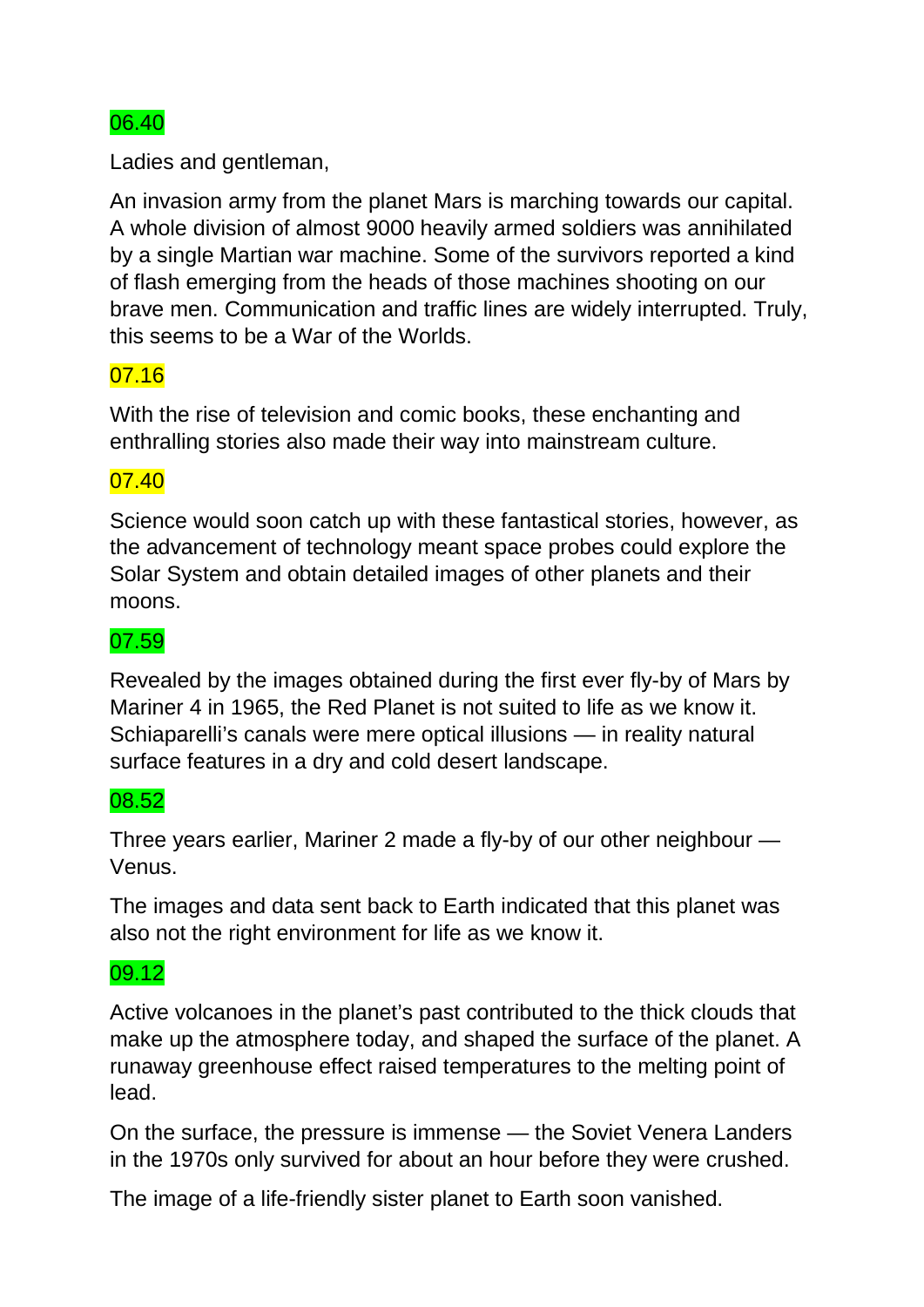06.40

Ladies and gentleman,

An invasion army from the planet Mars is marching towards our capital. A whole division of almost 9000 heavily armed soldiers was annihilated by a single Martian war machine. Some of the survivors reported a kind of flash emerging from the heads of those machines shooting on our brave men. Communication and traffic lines are widely interrupted. Truly, this seems to be a War of the Worlds.

07.16

With the rise of television and comic books, these enchanting and enthralling stories also made their way into mainstream culture.

07.40

Science would soon catch up with these fantastical stories, however, as the advancement of technology meant space probes could explore the Solar System and obtain detailed images of other planets and their moons.

07.59

Revealed by the images obtained during the first ever fly-by of Mars by Mariner 4 in 1965, the Red Planet is not suited to life as we know it. Schiaparelli's canals were mere optical illusions — in reality natural surface features in a dry and cold desert landscape.

08.52

Three years earlier, Mariner 2 made a fly-by of our other neighbour — Venus.

The images and data sent back to Earth indicated that this planet was also not the right environment for life as we know it.

09.12

Active volcanoes in the planet's past contributed to the thick clouds that make up the atmosphere today, and shaped the surface of the planet. A runaway greenhouse effect raised temperatures to the melting point of lead.

On the surface, the pressure is immense — the Soviet Venera Landers in the 1970s only survived for about an hour before they were crushed.

The image of a life-friendly sister planet to Earth soon vanished.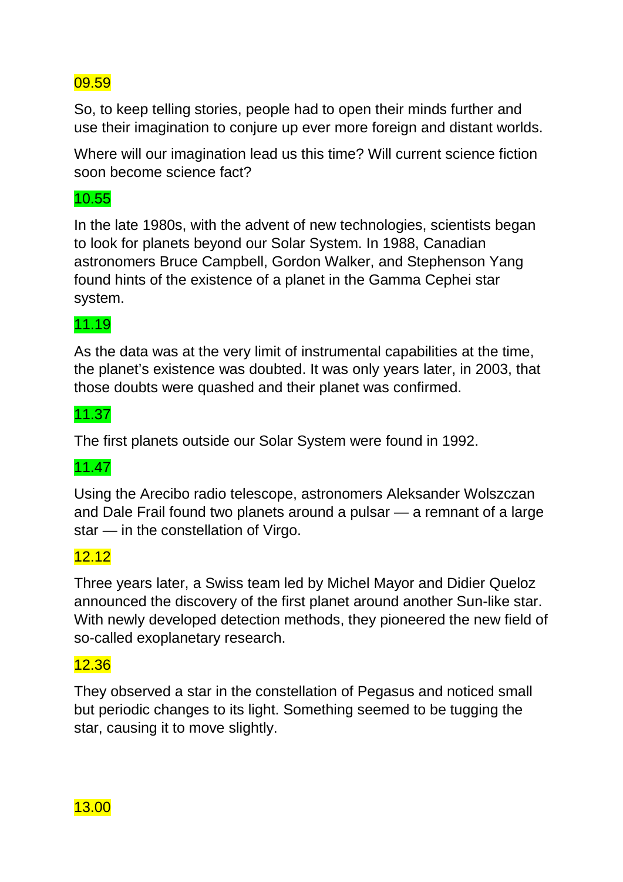09.59

So, to keep telling stories, people had to open their minds further and use their imagination to conjure up ever more foreign and distant worlds.

Where will our imagination lead us this time? Will current science fiction soon become science fact?

10.55

In the late 1980s, with the advent of new technologies, scientists began to look for planets beyond our Solar System. In 1988, Canadian astronomers Bruce Campbell, Gordon Walker, and Stephenson Yang found hints of the existence of a planet in the Gamma Cephei star system.

11.19

As the data was at the very limit of instrumental capabilities at the time, the planet's existence was doubted. It was only years later, in 2003, that those doubts were quashed and their planet was confirmed.

11.37

The first planets outside our Solar System were found in 1992.

11.47

Using the Arecibo radio telescope, astronomers Aleksander Wolszczan and Dale Frail found two planets around a pulsar — a remnant of a large star — in the constellation of Virgo.

12.12

Three years later, a Swiss team led by Michel Mayor and Didier Queloz announced the discovery of the first planet around another Sun-like star. With newly developed detection methods, they pioneered the new field of so-called exoplanetary research.

12.36

They observed a star in the constellation of Pegasus and noticed small but periodic changes to its light. Something seemed to be tugging the star, causing it to move slightly.

13.00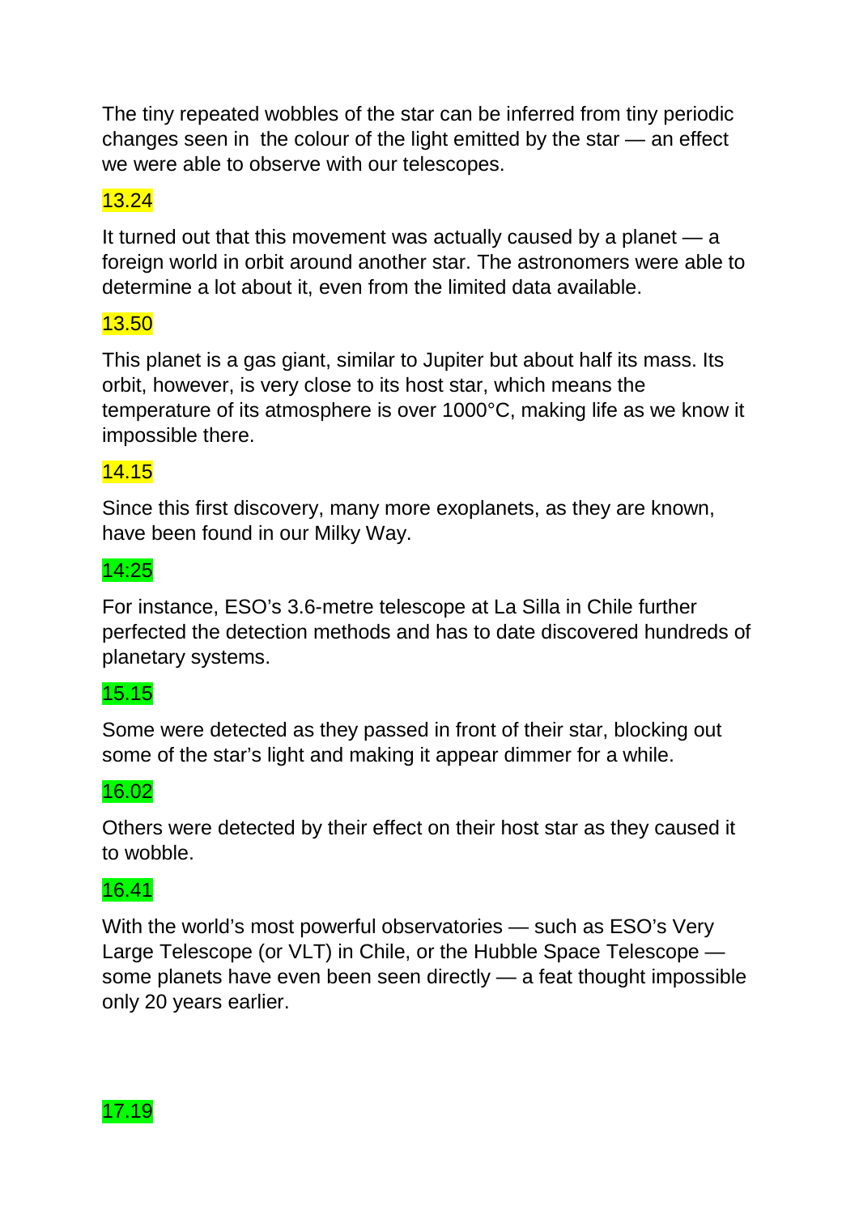The tiny repeated wobbles of the star can be inferred from tiny periodic changes seen in  the colour of the light emitted by the star — an effect we were able to observe with our telescopes.

13.24

It turned out that this movement was actually caused by a planet — a foreign world in orbit around another star. The astronomers were able to determine a lot about it, even from the limited data available.

13.50

This planet is a gas giant, similar to Jupiter but about half its mass. Its orbit, however, is very close to its host star, which means the temperature of its atmosphere is over 1000°C, making life as we know it impossible there.

14.15

Since this first discovery, many more exoplanets, as they are known, have been found in our Milky Way.

14:25

For instance, ESO's 3.6-metre telescope at La Silla in Chile further perfected the detection methods and has to date discovered hundreds of planetary systems.

15.15

Some were detected as they passed in front of their star, blocking out some of the star's light and making it appear dimmer for a while.

16.02

Others were detected by their effect on their host star as they caused it to wobble.

16.41

With the world's most powerful observatories — such as ESO's Very Large Telescope (or VLT) in Chile, or the Hubble Space Telescope — some planets have even been seen directly — a feat thought impossible only 20 years earlier.

17.19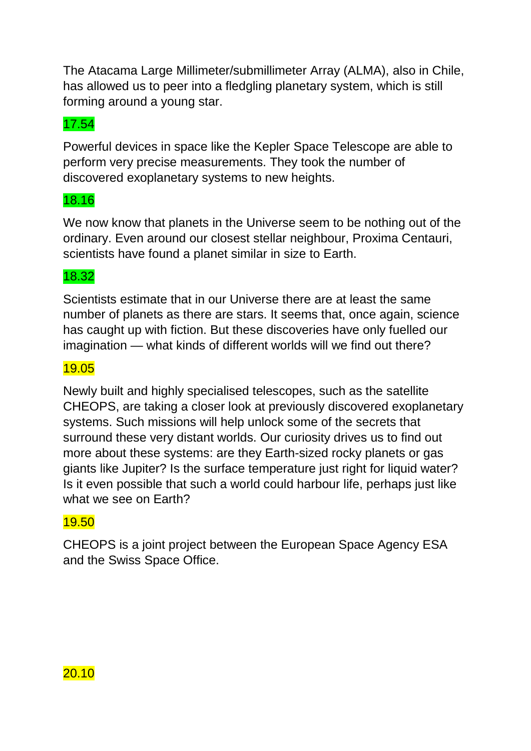The Atacama Large Millimeter/submillimeter Array (ALMA), also in Chile, has allowed us to peer into a fledgling planetary system, which is still forming around a young star.

17.54

Powerful devices in space like the Kepler Space Telescope are able to perform very precise measurements. They took the number of discovered exoplanetary systems to new heights.

18.16

We now know that planets in the Universe seem to be nothing out of the ordinary. Even around our closest stellar neighbour, Proxima Centauri, scientists have found a planet similar in size to Earth.

18.32

Scientists estimate that in our Universe there are at least the same number of planets as there are stars. It seems that, once again, science has caught up with fiction. But these discoveries have only fuelled our imagination — what kinds of different worlds will we find out there?

19.05

Newly built and highly specialised telescopes, such as the satellite CHEOPS, are taking a closer look at previously discovered exoplanetary systems. Such missions will help unlock some of the secrets that surround these very distant worlds. Our curiosity drives us to find out more about these systems: are they Earth-sized rocky planets or gas giants like Jupiter? Is the surface temperature just right for liquid water? Is it even possible that such a world could harbour life, perhaps just like what we see on Earth?

19.50

CHEOPS is a joint project between the European Space Agency ESA and the Swiss Space Office.

20.10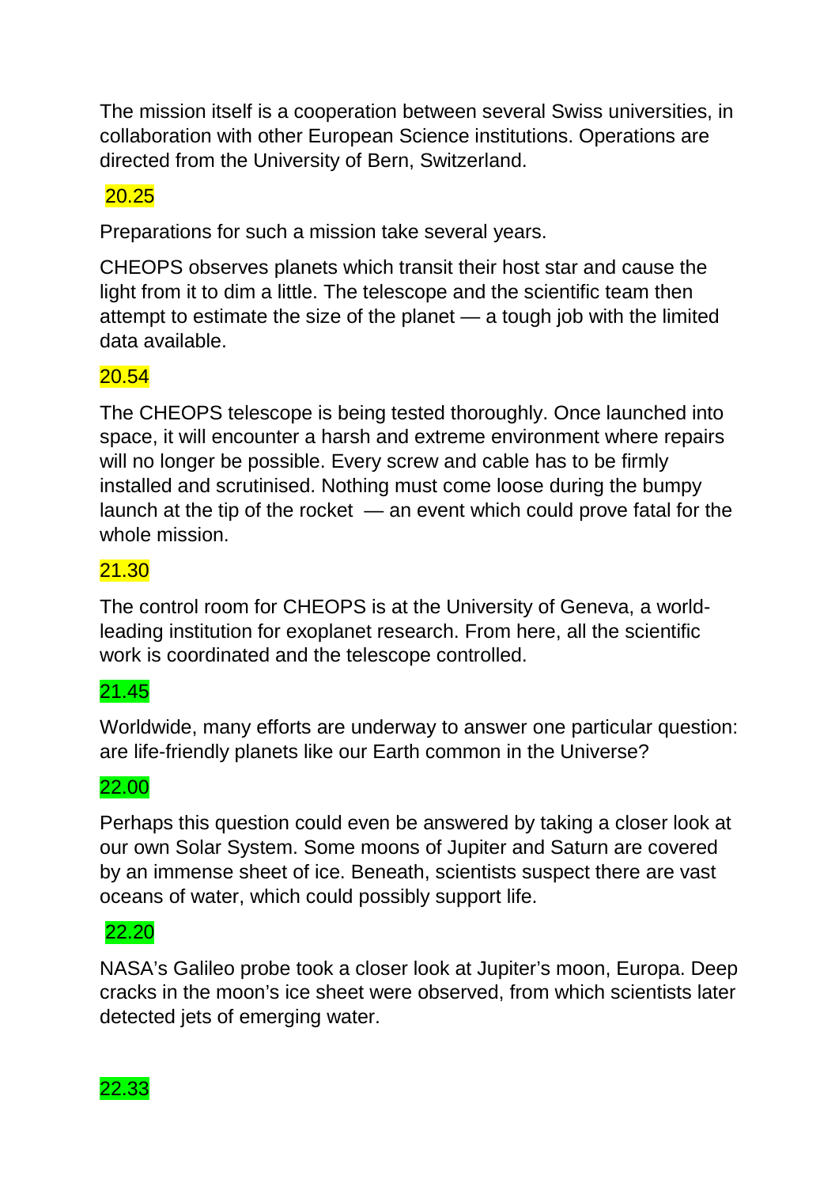The mission itself is a cooperation between several Swiss universities, in collaboration with other European Science institutions. Operations are directed from the University of Bern, Switzerland.

20.25

Preparations for such a mission take several years.

CHEOPS observes planets which transit their host star and cause the light from it to dim a little. The telescope and the scientific team then attempt to estimate the size of the planet — a tough job with the limited data available.

20.54

The CHEOPS telescope is being tested thoroughly. Once launched into space, it will encounter a harsh and extreme environment where repairs will no longer be possible. Every screw and cable has to be firmly installed and scrutinised. Nothing must come loose during the bumpy launch at the tip of the rocket — an event which could prove fatal for the whole mission.

21.30

The control room for CHEOPS is at the University of Geneva, a world-leading institution for exoplanet research. From here, all the scientific work is coordinated and the telescope controlled.

21.45

Worldwide, many efforts are underway to answer one particular question: are life-friendly planets like our Earth common in the Universe?

22.00

Perhaps this question could even be answered by taking a closer look at our own Solar System. Some moons of Jupiter and Saturn are covered by an immense sheet of ice. Beneath, scientists suspect there are vast oceans of water, which could possibly support life.

22.20

NASA's Galileo probe took a closer look at Jupiter's moon, Europa. Deep cracks in the moon's ice sheet were observed, from which scientists later detected jets of emerging water.

22.33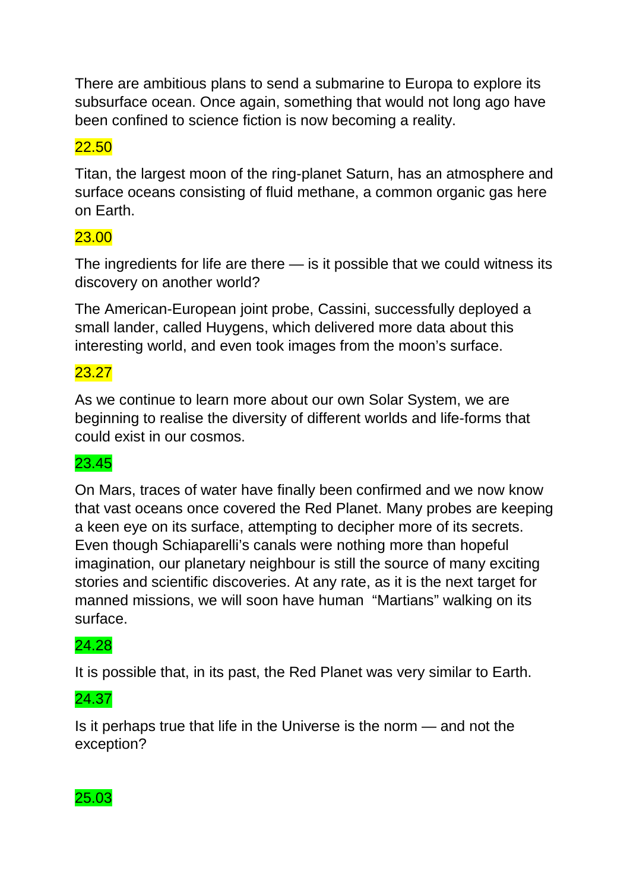There are ambitious plans to send a submarine to Europa to explore its subsurface ocean. Once again, something that would not long ago have been confined to science fiction is now becoming a reality.

22.50

Titan, the largest moon of the ring-planet Saturn, has an atmosphere and surface oceans consisting of fluid methane, a common organic gas here on Earth.

23.00

The ingredients for life are there — is it possible that we could witness its discovery on another world?

The American-European joint probe, Cassini, successfully deployed a small lander, called Huygens, which delivered more data about this interesting world, and even took images from the moon's surface.

23.27

As we continue to learn more about our own Solar System, we are beginning to realise the diversity of different worlds and life-forms that could exist in our cosmos.

23.45

On Mars, traces of water have finally been confirmed and we now know that vast oceans once covered the Red Planet. Many probes are keeping a keen eye on its surface, attempting to decipher more of its secrets. Even though Schiaparelli's canals were nothing more than hopeful imagination, our planetary neighbour is still the source of many exciting stories and scientific discoveries. At any rate, as it is the next target for manned missions, we will soon have human "Martians" walking on its surface.

24.28

It is possible that, in its past, the Red Planet was very similar to Earth.

24.37

Is it perhaps true that life in the Universe is the norm — and not the exception?

25.03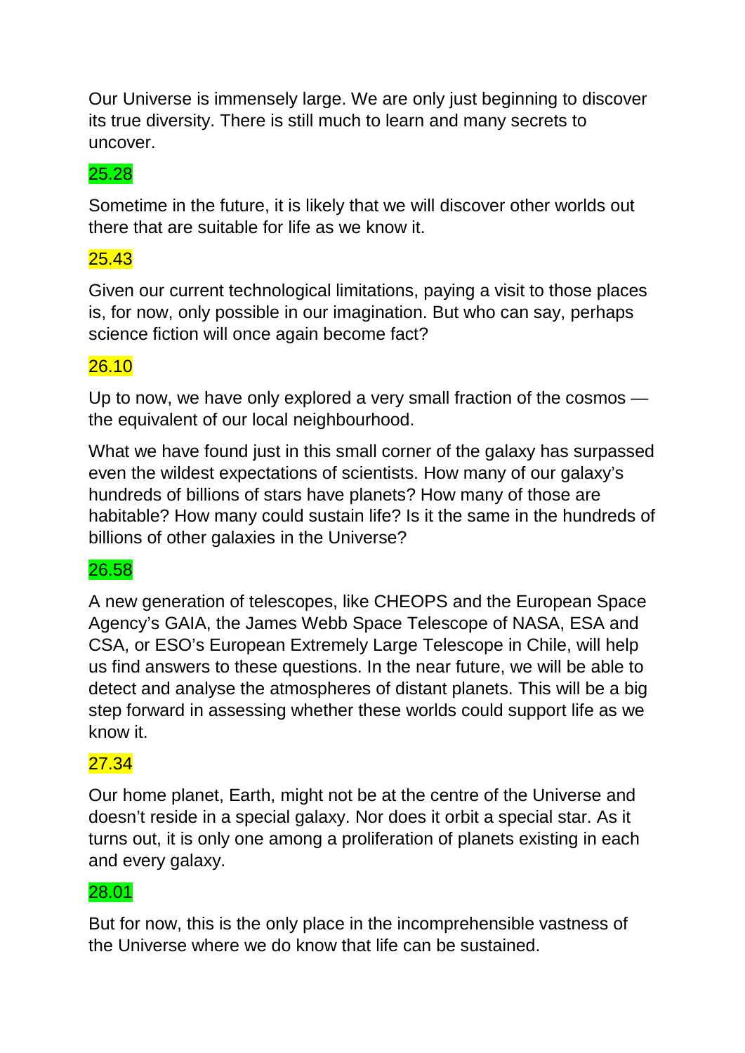Our Universe is immensely large. We are only just beginning to discover its true diversity. There is still much to learn and many secrets to uncover.

25.28

Sometime in the future, it is likely that we will discover other worlds out there that are suitable for life as we know it.

25.43

Given our current technological limitations, paying a visit to those places is, for now, only possible in our imagination. But who can say, perhaps science fiction will once again become fact?

26.10

Up to now, we have only explored a very small fraction of the cosmos — the equivalent of our local neighbourhood.

What we have found just in this small corner of the galaxy has surpassed even the wildest expectations of scientists. How many of our galaxy's hundreds of billions of stars have planets? How many of those are habitable? How many could sustain life? Is it the same in the hundreds of billions of other galaxies in the Universe?

26.58

A new generation of telescopes, like CHEOPS and the European Space Agency's GAIA, the James Webb Space Telescope of NASA, ESA and CSA, or ESO's European Extremely Large Telescope in Chile, will help us find answers to these questions. In the near future, we will be able to detect and analyse the atmospheres of distant planets. This will be a big step forward in assessing whether these worlds could support life as we know it.

27.34

Our home planet, Earth, might not be at the centre of the Universe and doesn't reside in a special galaxy. Nor does it orbit a special star. As it turns out, it is only one among a proliferation of planets existing in each and every galaxy.

28.01

But for now, this is the only place in the incomprehensible vastness of the Universe where we do know that life can be sustained.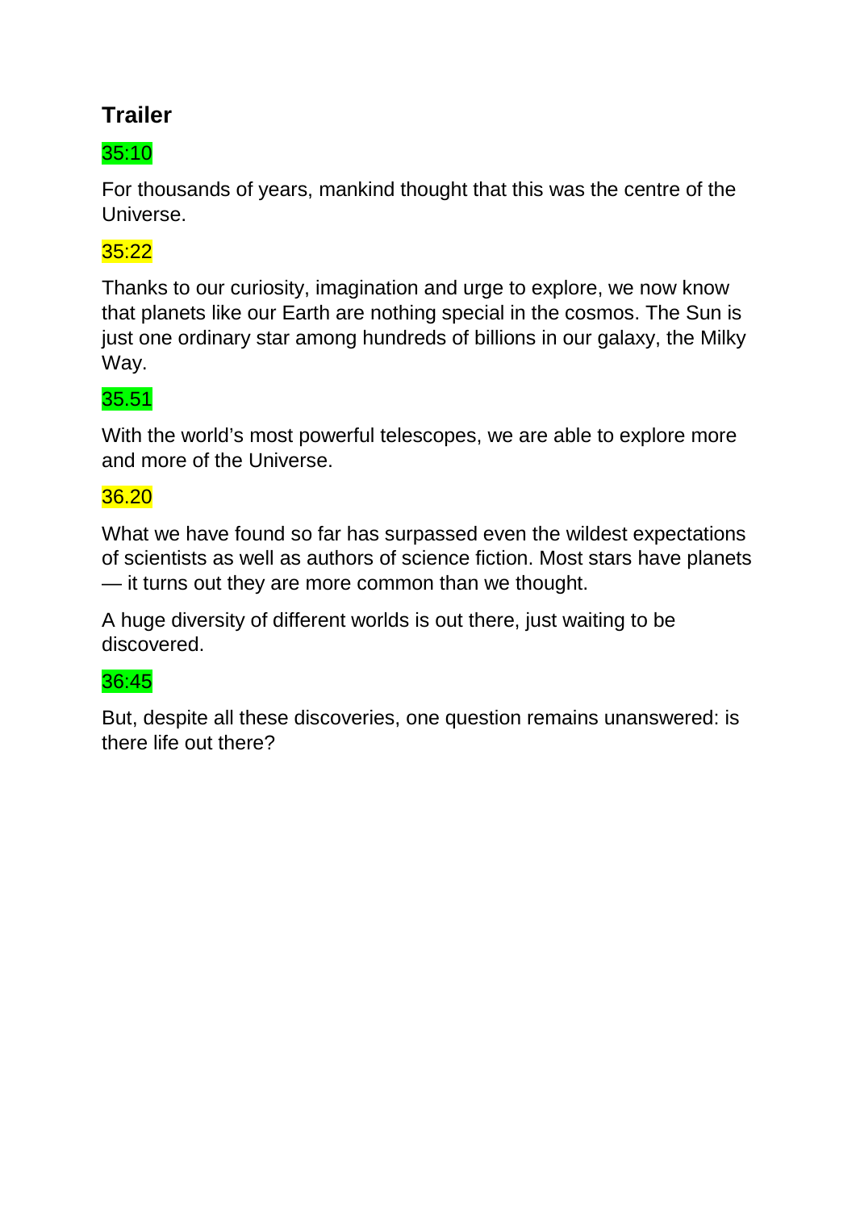## Trailer

35:10

For thousands of years, mankind thought that this was the centre of the Universe.

35:22

Thanks to our curiosity, imagination and urge to explore, we now know that planets like our Earth are nothing special in the cosmos. The Sun is just one ordinary star among hundreds of billions in our galaxy, the Milky Way.

35.51

With the world's most powerful telescopes, we are able to explore more and more of the Universe.

36.20

What we have found so far has surpassed even the wildest expectations of scientists as well as authors of science fiction. Most stars have planets — it turns out they are more common than we thought.

A huge diversity of different worlds is out there, just waiting to be discovered.

36:45

But, despite all these discoveries, one question remains unanswered: is there life out there?